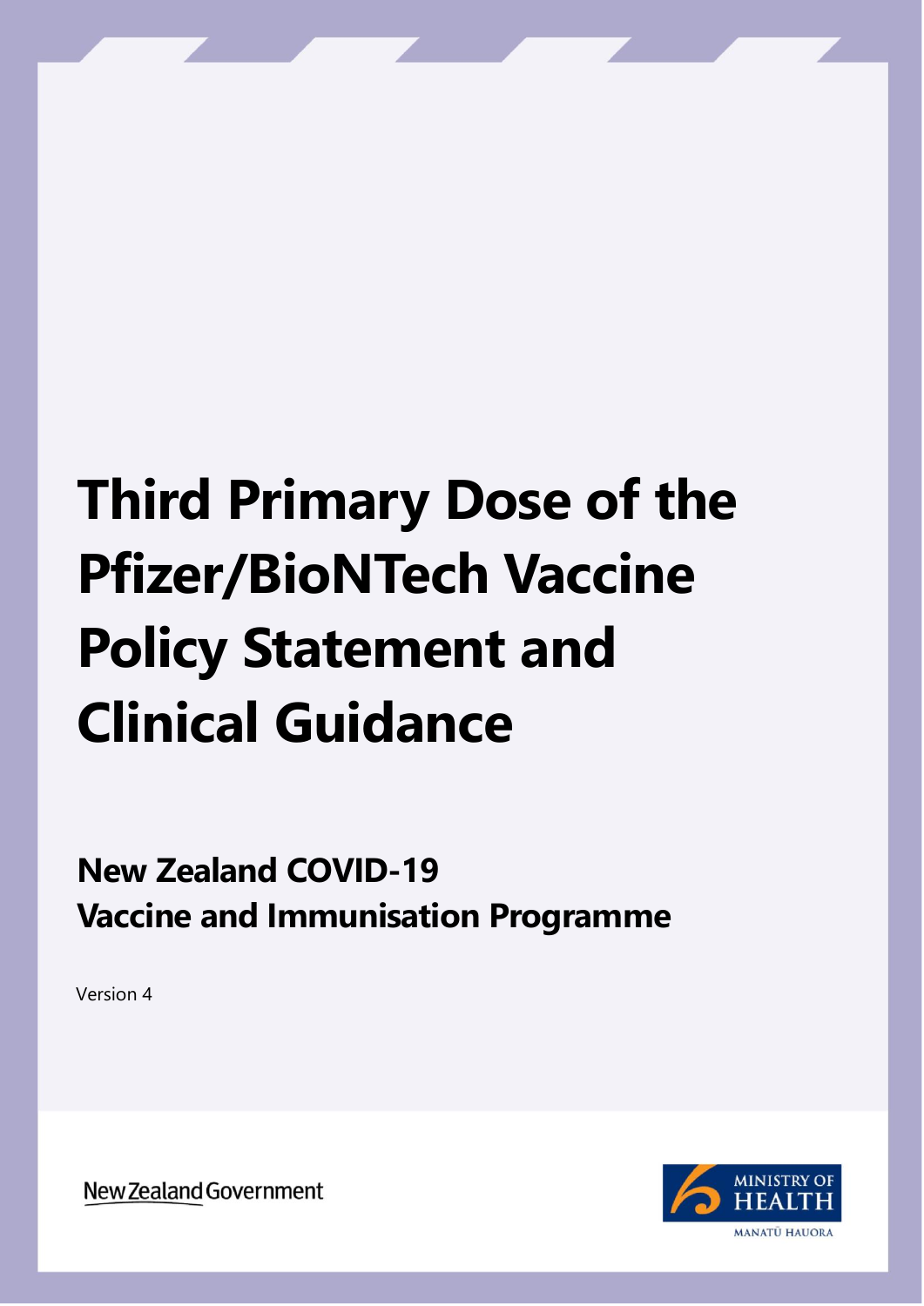# Third Primary Dose of the Pfizer/BioNTech Vaccine Policy Statement and Clinical Guidance

## New Zealand COVID-19 Vaccine and Immunisation Programme

Version 4

New Zealand Government

MINISTRY OF HEALTH
MANATŪ HAUORA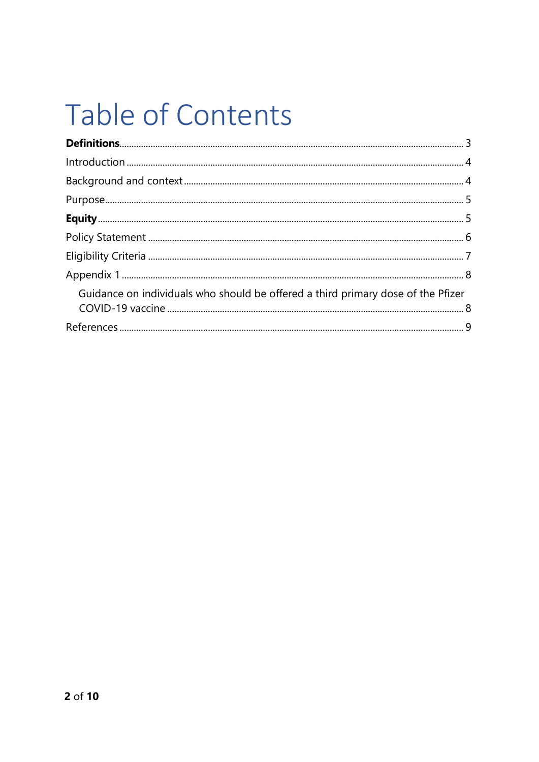# Table of Contents

**Definitions** ........ 3

Introduction ........ 4

Background and context ........ 4

Purpose ........ 5

**Equity** ........ 5

Policy Statement ........ 6

Eligibility Criteria ........ 7

Appendix 1 ........ 8

- Guidance on individuals who should be offered a third primary dose of the Pfizer COVID-19 vaccine ........ 8

References ........ 9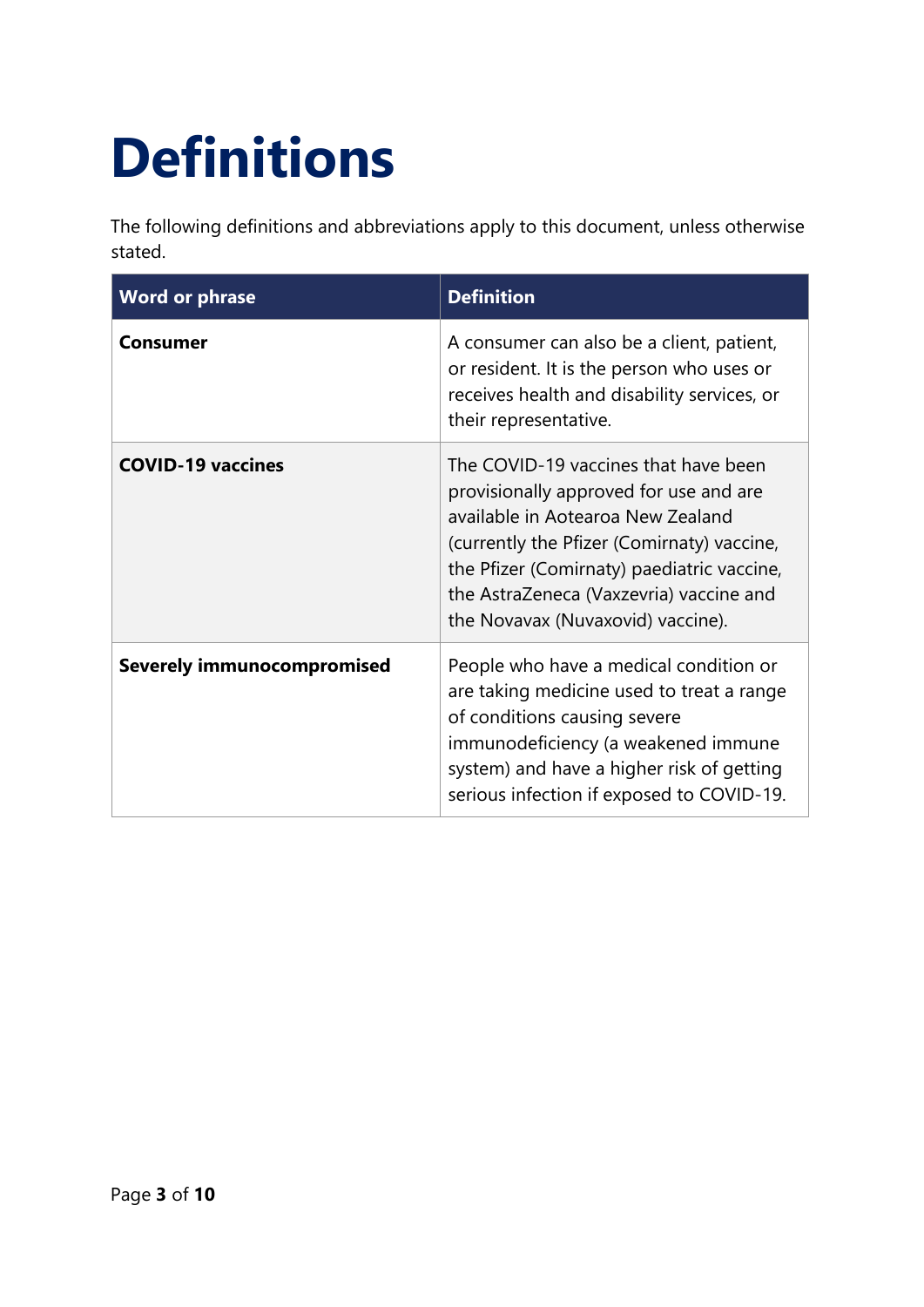# Definitions

The following definitions and abbreviations apply to this document, unless otherwise stated.

| Word or phrase | Definition |
|---|---|
| **Consumer** | A consumer can also be a client, patient, or resident. It is the person who uses or receives health and disability services, or their representative. |
| **COVID-19 vaccines** | The COVID-19 vaccines that have been provisionally approved for use and are available in Aotearoa New Zealand (currently the Pfizer (Comirnaty) vaccine, the Pfizer (Comirnaty) paediatric vaccine, the AstraZeneca (Vaxzevria) vaccine and the Novavax (Nuvaxovid) vaccine). |
| **Severely immunocompromised** | People who have a medical condition or are taking medicine used to treat a range of conditions causing severe immunodeficiency (a weakened immune system) and have a higher risk of getting serious infection if exposed to COVID-19. |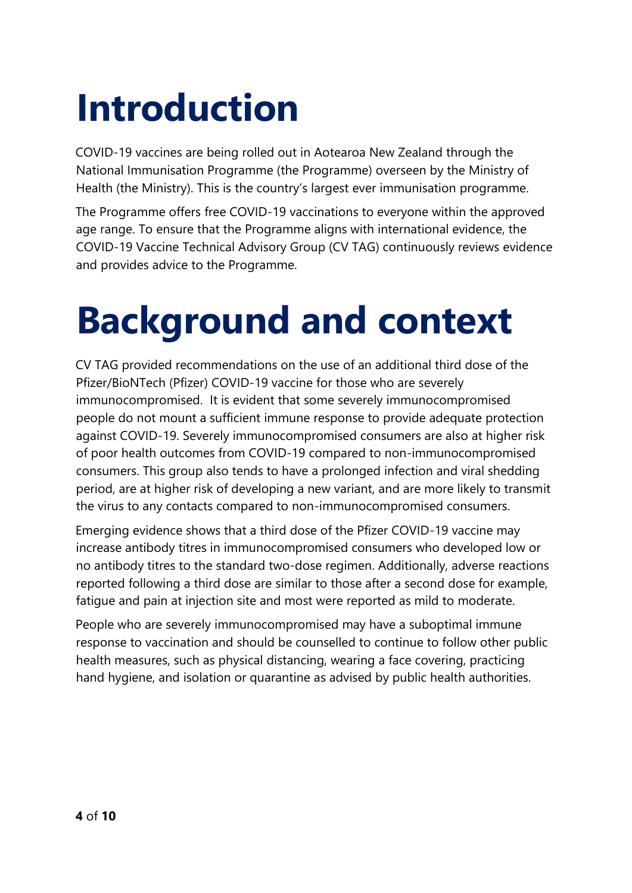# Introduction

COVID-19 vaccines are being rolled out in Aotearoa New Zealand through the National Immunisation Programme (the Programme) overseen by the Ministry of Health (the Ministry). This is the country's largest ever immunisation programme.

The Programme offers free COVID-19 vaccinations to everyone within the approved age range. To ensure that the Programme aligns with international evidence, the COVID-19 Vaccine Technical Advisory Group (CV TAG) continuously reviews evidence and provides advice to the Programme.

# Background and context

CV TAG provided recommendations on the use of an additional third dose of the Pfizer/BioNTech (Pfizer) COVID-19 vaccine for those who are severely immunocompromised. It is evident that some severely immunocompromised people do not mount a sufficient immune response to provide adequate protection against COVID-19. Severely immunocompromised consumers are also at higher risk of poor health outcomes from COVID-19 compared to non-immunocompromised consumers. This group also tends to have a prolonged infection and viral shedding period, are at higher risk of developing a new variant, and are more likely to transmit the virus to any contacts compared to non-immunocompromised consumers.

Emerging evidence shows that a third dose of the Pfizer COVID-19 vaccine may increase antibody titres in immunocompromised consumers who developed low or no antibody titres to the standard two-dose regimen. Additionally, adverse reactions reported following a third dose are similar to those after a second dose for example, fatigue and pain at injection site and most were reported as mild to moderate.

People who are severely immunocompromised may have a suboptimal immune response to vaccination and should be counselled to continue to follow other public health measures, such as physical distancing, wearing a face covering, practicing hand hygiene, and isolation or quarantine as advised by public health authorities.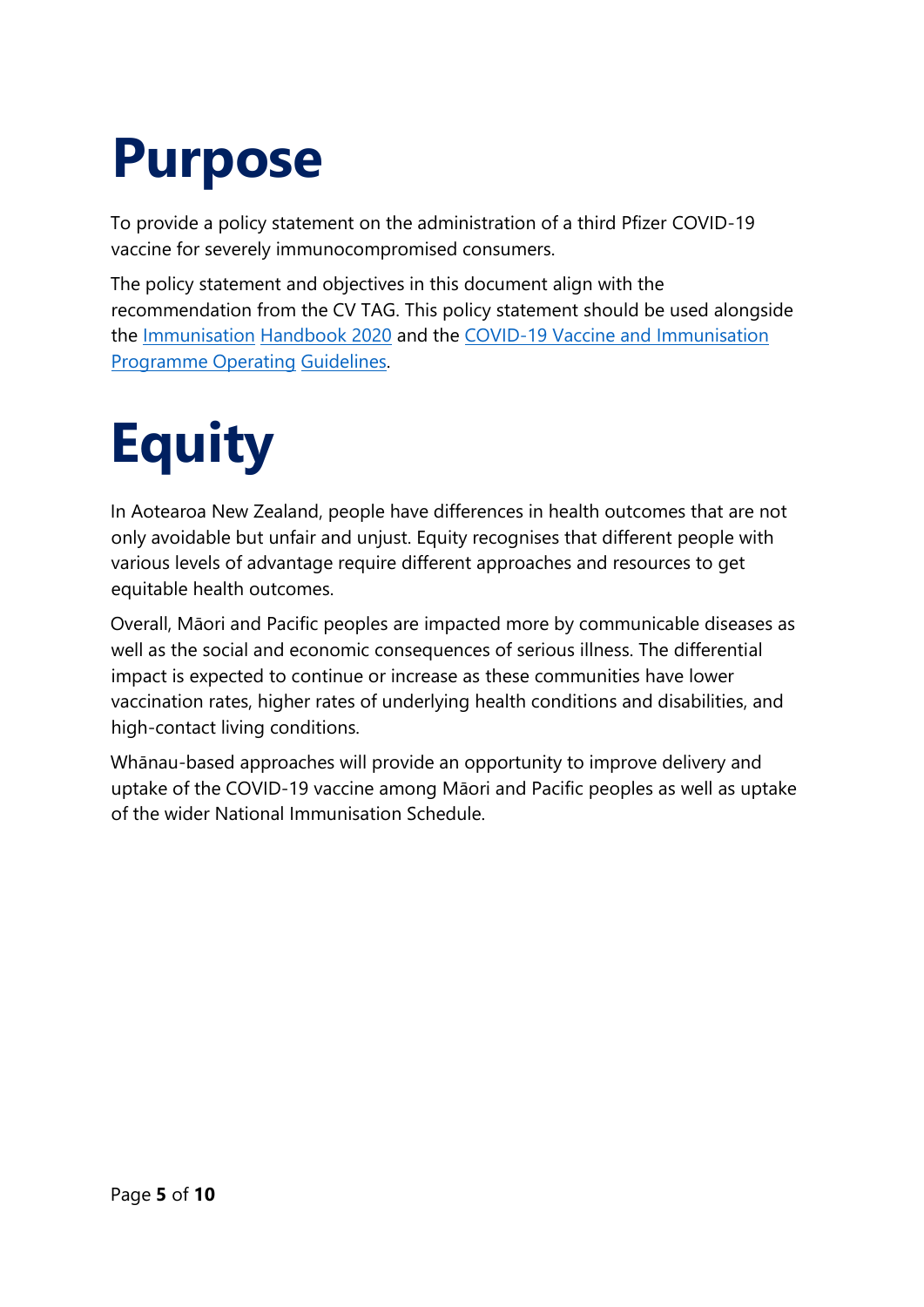# Purpose

To provide a policy statement on the administration of a third Pfizer COVID-19 vaccine for severely immunocompromised consumers.

The policy statement and objectives in this document align with the recommendation from the CV TAG. This policy statement should be used alongside the Immunisation Handbook 2020 and the COVID-19 Vaccine and Immunisation Programme Operating Guidelines.

# Equity

In Aotearoa New Zealand, people have differences in health outcomes that are not only avoidable but unfair and unjust. Equity recognises that different people with various levels of advantage require different approaches and resources to get equitable health outcomes.

Overall, Māori and Pacific peoples are impacted more by communicable diseases as well as the social and economic consequences of serious illness. The differential impact is expected to continue or increase as these communities have lower vaccination rates, higher rates of underlying health conditions and disabilities, and high-contact living conditions.

Whānau-based approaches will provide an opportunity to improve delivery and uptake of the COVID-19 vaccine among Māori and Pacific peoples as well as uptake of the wider National Immunisation Schedule.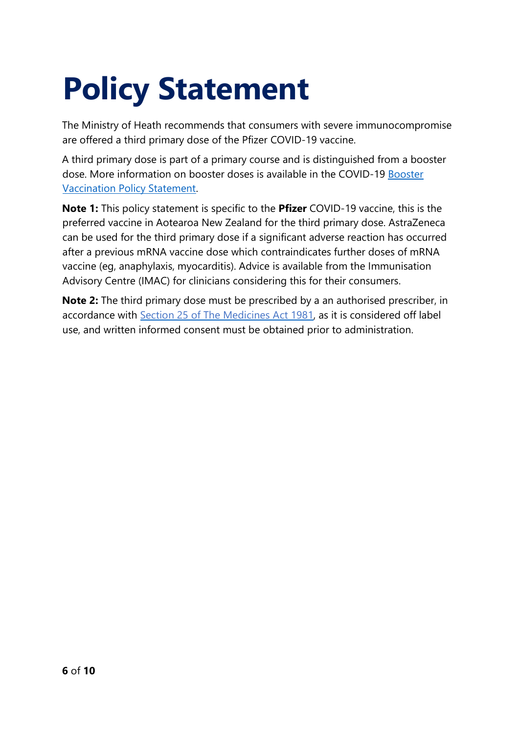# Policy Statement

The Ministry of Heath recommends that consumers with severe immunocompromise are offered a third primary dose of the Pfizer COVID-19 vaccine.

A third primary dose is part of a primary course and is distinguished from a booster dose. More information on booster doses is available in the COVID-19 Booster Vaccination Policy Statement.

**Note 1:** This policy statement is specific to the **Pfizer** COVID-19 vaccine, this is the preferred vaccine in Aotearoa New Zealand for the third primary dose. AstraZeneca can be used for the third primary dose if a significant adverse reaction has occurred after a previous mRNA vaccine dose which contraindicates further doses of mRNA vaccine (eg, anaphylaxis, myocarditis). Advice is available from the Immunisation Advisory Centre (IMAC) for clinicians considering this for their consumers.

**Note 2:** The third primary dose must be prescribed by a an authorised prescriber, in accordance with Section 25 of The Medicines Act 1981, as it is considered off label use, and written informed consent must be obtained prior to administration.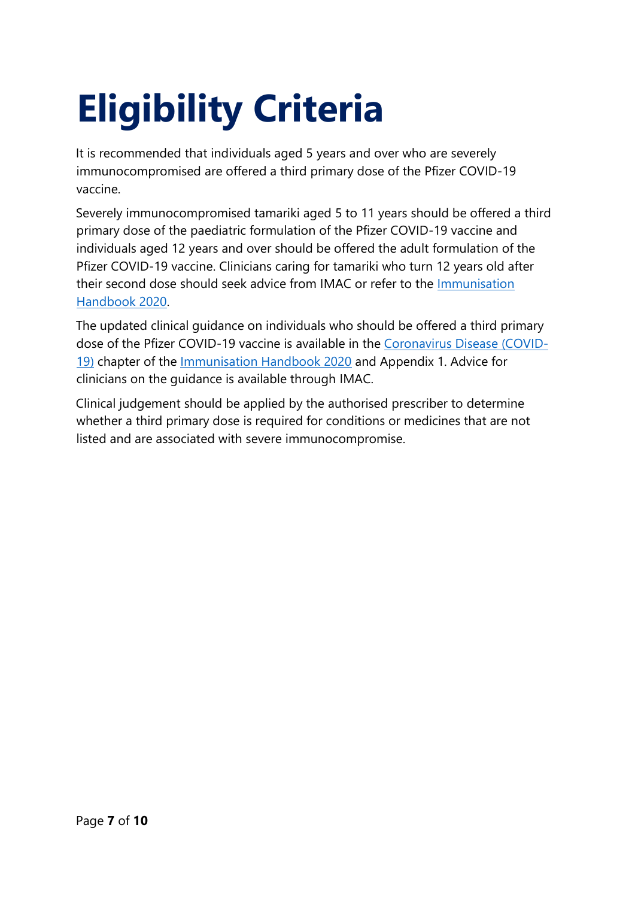# Eligibility Criteria

It is recommended that individuals aged 5 years and over who are severely immunocompromised are offered a third primary dose of the Pfizer COVID-19 vaccine.

Severely immunocompromised tamariki aged 5 to 11 years should be offered a third primary dose of the paediatric formulation of the Pfizer COVID-19 vaccine and individuals aged 12 years and over should be offered the adult formulation of the Pfizer COVID-19 vaccine. Clinicians caring for tamariki who turn 12 years old after their second dose should seek advice from IMAC or refer to the Immunisation Handbook 2020.

The updated clinical guidance on individuals who should be offered a third primary dose of the Pfizer COVID-19 vaccine is available in the Coronavirus Disease (COVID-19) chapter of the Immunisation Handbook 2020 and Appendix 1. Advice for clinicians on the guidance is available through IMAC.

Clinical judgement should be applied by the authorised prescriber to determine whether a third primary dose is required for conditions or medicines that are not listed and are associated with severe immunocompromise.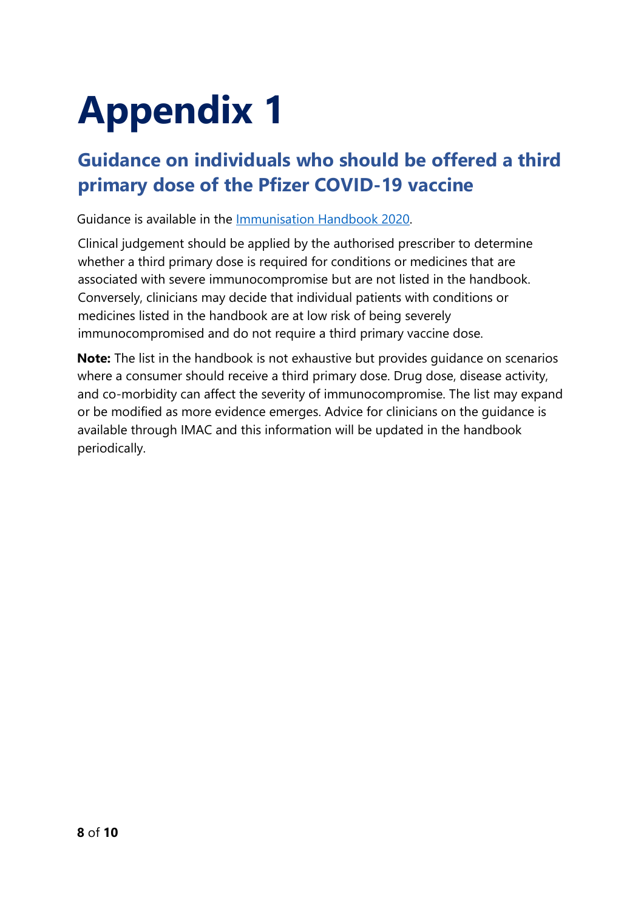# Appendix 1

## Guidance on individuals who should be offered a third primary dose of the Pfizer COVID-19 vaccine

Guidance is available in the [Immunisation Handbook 2020](Immunisation Handbook 2020).

Clinical judgement should be applied by the authorised prescriber to determine whether a third primary dose is required for conditions or medicines that are associated with severe immunocompromise but are not listed in the handbook. Conversely, clinicians may decide that individual patients with conditions or medicines listed in the handbook are at low risk of being severely immunocompromised and do not require a third primary vaccine dose.

**Note:** The list in the handbook is not exhaustive but provides guidance on scenarios where a consumer should receive a third primary dose. Drug dose, disease activity, and co-morbidity can affect the severity of immunocompromise. The list may expand or be modified as more evidence emerges. Advice for clinicians on the guidance is available through IMAC and this information will be updated in the handbook periodically.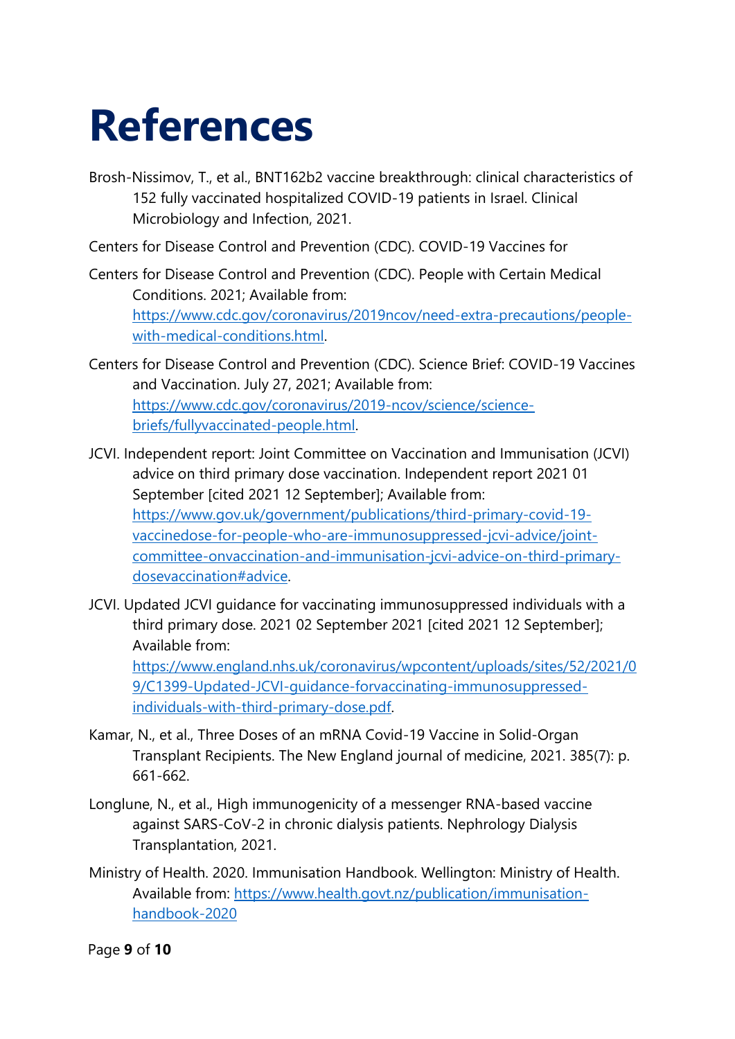# References

Brosh-Nissimov, T., et al., BNT162b2 vaccine breakthrough: clinical characteristics of 152 fully vaccinated hospitalized COVID-19 patients in Israel. Clinical Microbiology and Infection, 2021.

Centers for Disease Control and Prevention (CDC). COVID-19 Vaccines for

Centers for Disease Control and Prevention (CDC). People with Certain Medical Conditions. 2021; Available from: [https://www.cdc.gov/coronavirus/2019ncov/need-extra-precautions/people-with-medical-conditions.html](https://www.cdc.gov/coronavirus/2019ncov/need-extra-precautions/people-with-medical-conditions.html).

Centers for Disease Control and Prevention (CDC). Science Brief: COVID-19 Vaccines and Vaccination. July 27, 2021; Available from: [https://www.cdc.gov/coronavirus/2019-ncov/science/science-briefs/fullyvaccinated-people.html](https://www.cdc.gov/coronavirus/2019-ncov/science/science-briefs/fullyvaccinated-people.html).

JCVI. Independent report: Joint Committee on Vaccination and Immunisation (JCVI) advice on third primary dose vaccination. Independent report 2021 01 September [cited 2021 12 September]; Available from: [https://www.gov.uk/government/publications/third-primary-covid-19-vaccinedose-for-people-who-are-immunosuppressed-jcvi-advice/joint-committee-onvaccination-and-immunisation-jcvi-advice-on-third-primary-dosevaccination#advice](https://www.gov.uk/government/publications/third-primary-covid-19-vaccinedose-for-people-who-are-immunosuppressed-jcvi-advice/joint-committee-onvaccination-and-immunisation-jcvi-advice-on-third-primary-dosevaccination#advice).

JCVI. Updated JCVI guidance for vaccinating immunosuppressed individuals with a third primary dose. 2021 02 September 2021 [cited 2021 12 September]; Available from: [https://www.england.nhs.uk/coronavirus/wpcontent/uploads/sites/52/2021/09/C1399-Updated-JCVI-guidance-forvaccinating-immunosuppressed-individuals-with-third-primary-dose.pdf](https://www.england.nhs.uk/coronavirus/wpcontent/uploads/sites/52/2021/09/C1399-Updated-JCVI-guidance-forvaccinating-immunosuppressed-individuals-with-third-primary-dose.pdf).

Kamar, N., et al., Three Doses of an mRNA Covid-19 Vaccine in Solid-Organ Transplant Recipients. The New England journal of medicine, 2021. 385(7): p. 661-662.

Longlune, N., et al., High immunogenicity of a messenger RNA-based vaccine against SARS-CoV-2 in chronic dialysis patients. Nephrology Dialysis Transplantation, 2021.

Ministry of Health. 2020. Immunisation Handbook. Wellington: Ministry of Health. Available from: [https://www.health.govt.nz/publication/immunisation-handbook-2020](https://www.health.govt.nz/publication/immunisation-handbook-2020)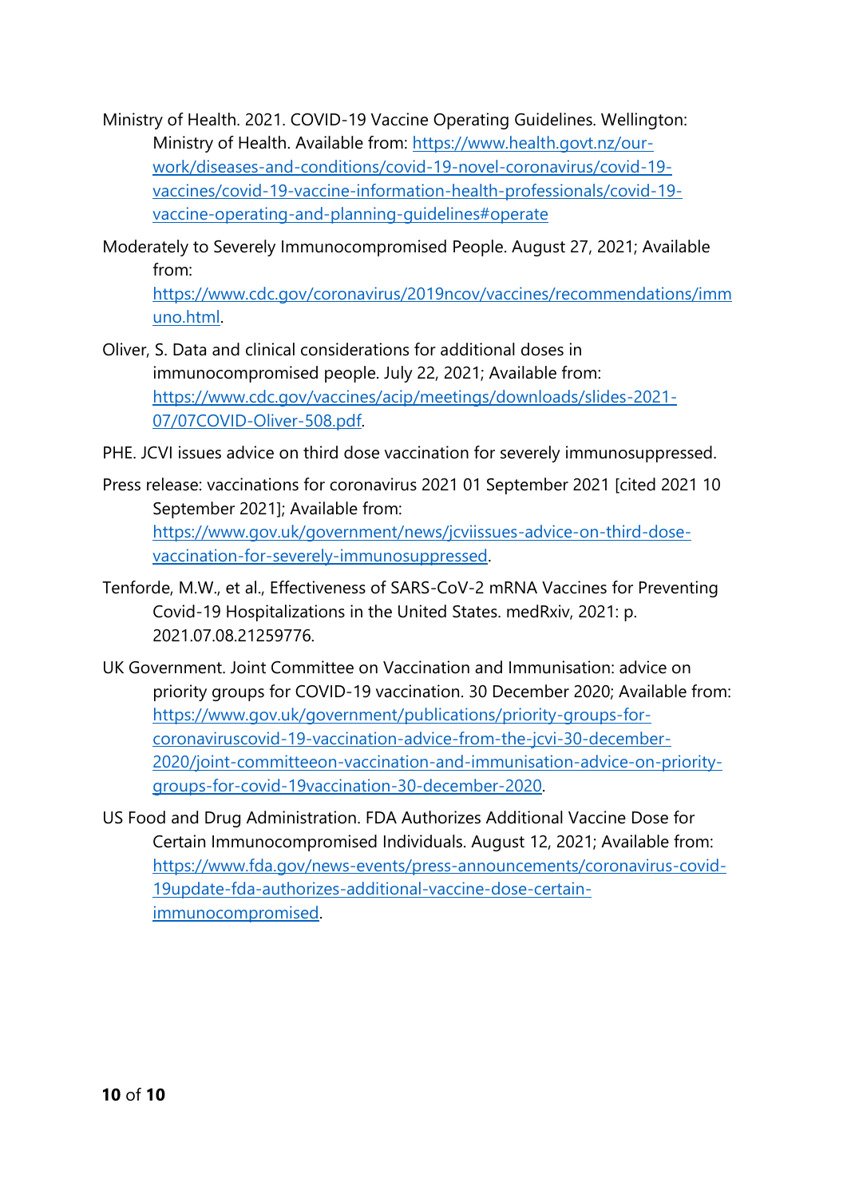Ministry of Health. 2021. COVID-19 Vaccine Operating Guidelines. Wellington: Ministry of Health. Available from: [https://www.health.govt.nz/our-work/diseases-and-conditions/covid-19-novel-coronavirus/covid-19-vaccines/covid-19-vaccine-information-health-professionals/covid-19-vaccine-operating-and-planning-guidelines#operate](https://www.health.govt.nz/our-work/diseases-and-conditions/covid-19-novel-coronavirus/covid-19-vaccines/covid-19-vaccine-information-health-professionals/covid-19-vaccine-operating-and-planning-guidelines#operate)

Moderately to Severely Immunocompromised People. August 27, 2021; Available from: [https://www.cdc.gov/coronavirus/2019ncov/vaccines/recommendations/immuno.html](https://www.cdc.gov/coronavirus/2019ncov/vaccines/recommendations/immuno.html).

Oliver, S. Data and clinical considerations for additional doses in immunocompromised people. July 22, 2021; Available from: [https://www.cdc.gov/vaccines/acip/meetings/downloads/slides-2021-07/07COVID-Oliver-508.pdf](https://www.cdc.gov/vaccines/acip/meetings/downloads/slides-2021-07/07COVID-Oliver-508.pdf).

PHE. JCVI issues advice on third dose vaccination for severely immunosuppressed.

Press release: vaccinations for coronavirus 2021 01 September 2021 [cited 2021 10 September 2021]; Available from: [https://www.gov.uk/government/news/jcviissues-advice-on-third-dose-vaccination-for-severely-immunosuppressed](https://www.gov.uk/government/news/jcviissues-advice-on-third-dose-vaccination-for-severely-immunosuppressed).

Tenforde, M.W., et al., Effectiveness of SARS-CoV-2 mRNA Vaccines for Preventing Covid-19 Hospitalizations in the United States. medRxiv, 2021: p. 2021.07.08.21259776.

UK Government. Joint Committee on Vaccination and Immunisation: advice on priority groups for COVID-19 vaccination. 30 December 2020; Available from: [https://www.gov.uk/government/publications/priority-groups-for-coronaviruscovid-19-vaccination-advice-from-the-jcvi-30-december-2020/joint-committeeon-vaccination-and-immunisation-advice-on-priority-groups-for-covid-19vaccination-30-december-2020](https://www.gov.uk/government/publications/priority-groups-for-coronaviruscovid-19-vaccination-advice-from-the-jcvi-30-december-2020/joint-committeeon-vaccination-and-immunisation-advice-on-priority-groups-for-covid-19vaccination-30-december-2020).

US Food and Drug Administration. FDA Authorizes Additional Vaccine Dose for Certain Immunocompromised Individuals. August 12, 2021; Available from: [https://www.fda.gov/news-events/press-announcements/coronavirus-covid-19update-fda-authorizes-additional-vaccine-dose-certain-immunocompromised](https://www.fda.gov/news-events/press-announcements/coronavirus-covid-19update-fda-authorizes-additional-vaccine-dose-certain-immunocompromised).